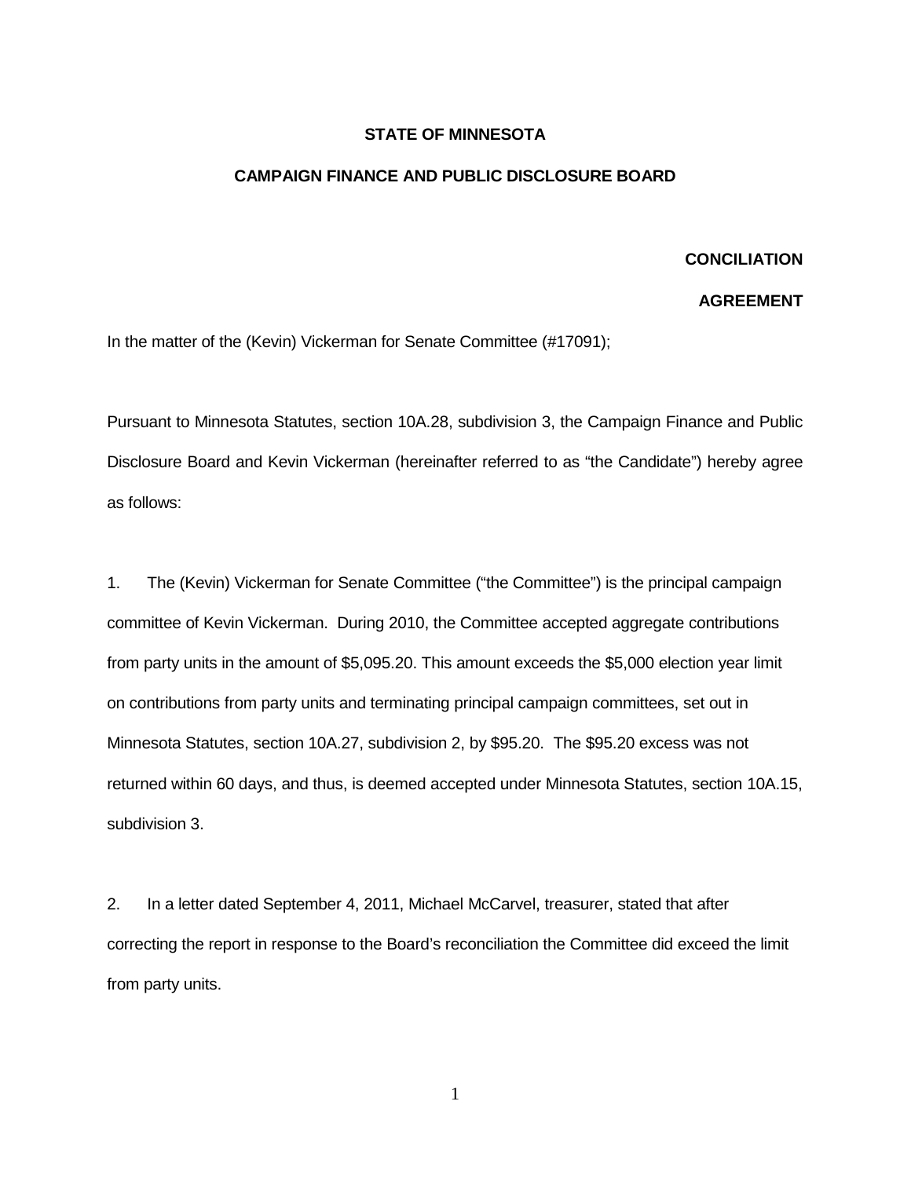**STATE OF MINNESOTA**

**CAMPAIGN FINANCE AND PUBLIC DISCLOSURE BOARD**

**CONCILIATION**

**AGREEMENT**

In the matter of the (Kevin) Vickerman for Senate Committee (#17091);

Pursuant to Minnesota Statutes, section 10A.28, subdivision 3, the Campaign Finance and Public Disclosure Board and Kevin Vickerman (hereinafter referred to as "the Candidate") hereby agree as follows:

1. The (Kevin) Vickerman for Senate Committee ("the Committee") is the principal campaign committee of Kevin Vickerman. During 2010, the Committee accepted aggregate contributions from party units in the amount of $5,095.20. This amount exceeds the $5,000 election year limit on contributions from party units and terminating principal campaign committees, set out in Minnesota Statutes, section 10A.27, subdivision 2, by $95.20. The $95.20 excess was not returned within 60 days, and thus, is deemed accepted under Minnesota Statutes, section 10A.15, subdivision 3.

2. In a letter dated September 4, 2011, Michael McCarvel, treasurer, stated that after correcting the report in response to the Board's reconciliation the Committee did exceed the limit from party units.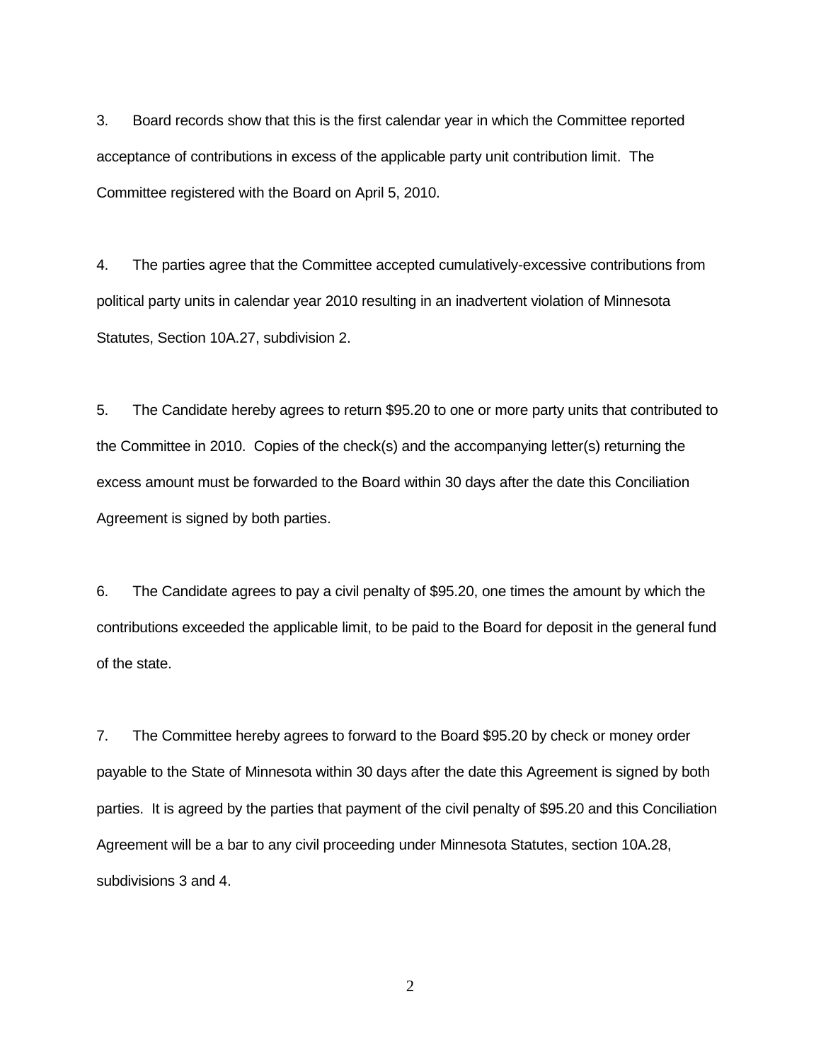3. Board records show that this is the first calendar year in which the Committee reported acceptance of contributions in excess of the applicable party unit contribution limit. The Committee registered with the Board on April 5, 2010.

4. The parties agree that the Committee accepted cumulatively-excessive contributions from political party units in calendar year 2010 resulting in an inadvertent violation of Minnesota Statutes, Section 10A.27, subdivision 2.

5. The Candidate hereby agrees to return $95.20 to one or more party units that contributed to the Committee in 2010. Copies of the check(s) and the accompanying letter(s) returning the excess amount must be forwarded to the Board within 30 days after the date this Conciliation Agreement is signed by both parties.

6. The Candidate agrees to pay a civil penalty of $95.20, one times the amount by which the contributions exceeded the applicable limit, to be paid to the Board for deposit in the general fund of the state.

7. The Committee hereby agrees to forward to the Board $95.20 by check or money order payable to the State of Minnesota within 30 days after the date this Agreement is signed by both parties. It is agreed by the parties that payment of the civil penalty of $95.20 and this Conciliation Agreement will be a bar to any civil proceeding under Minnesota Statutes, section 10A.28, subdivisions 3 and 4.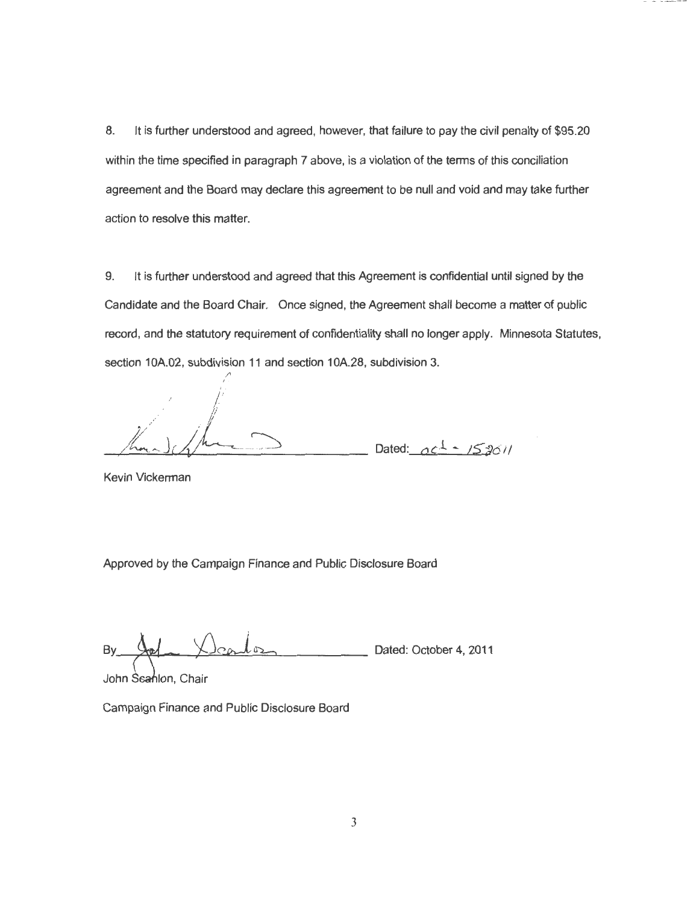8. It is further understood and agreed, however, that failure to pay the civil penalty of $95.20 within the time specified in paragraph 7 above, is a violation of the terms of this conciliation agreement and the Board may declare this agreement to be null and void and may take further action to resolve this matter.

9. It is further understood and agreed that this Agreement is confidential until signed by the Candidate and the Board Chair. Once signed, the Agreement shall become a matter of public record, and the statutory requirement of confidentiality shall no longer apply. Minnesota Statutes, section 10A.02, subdivision 11 and section 10A.28, subdivision 3.

\_\_\_\_\_\_\_\_\_\_\_\_\_\_\_\_\_\_\_\_\_\_\_\_\_\_\_\_ Dated: Oct - 15 2011

Kevin Vickerman

Approved by the Campaign Finance and Public Disclosure Board

By\_\_\_\_\_\_\_\_\_\_\_\_\_\_\_\_\_\_\_\_\_\_\_\_\_\_ Dated: October 4, 2011

John Scanlon, Chair

Campaign Finance and Public Disclosure Board